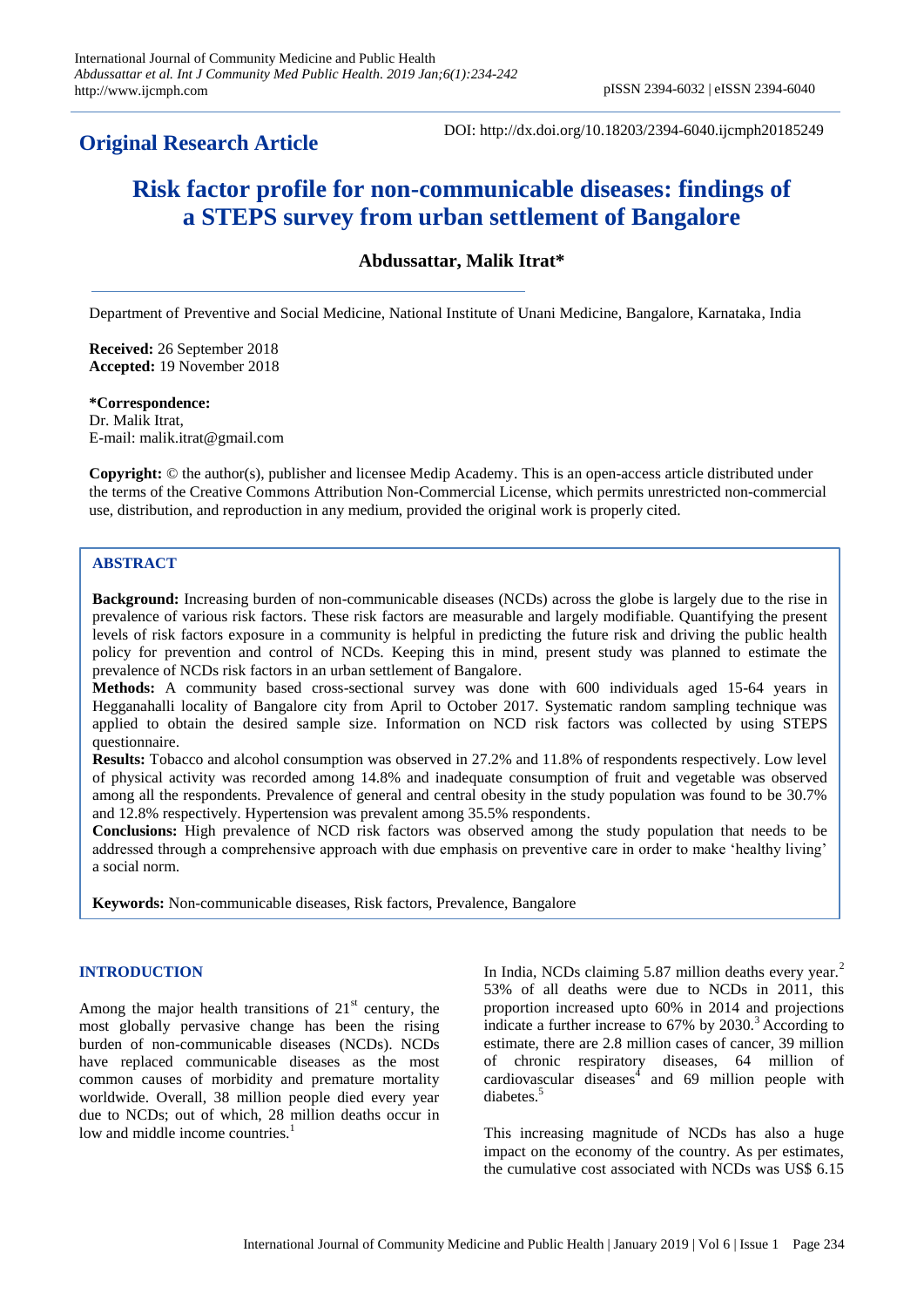International Journal of Community Medicine and Public Health

*Abdussattar et al. Int J Community Med Public Health. 2019 Jan;6(1):234-242*

http://www.ijcmph.com

pISSN 2394-6032 | eISSN 2394-6040

## Original Research Article

DOI: http://dx.doi.org/10.18203/2394-6040.ijcmph20185249

# Risk factor profile for non-communicable diseases: findings of a STEPS survey from urban settlement of Bangalore

**Abdussattar, Malik Itrat***

Department of Preventive and Social Medicine, National Institute of Unani Medicine, Bangalore, Karnataka, India

**Received:** 26 September 2018
**Accepted:** 19 November 2018

***Correspondence:**
Dr. Malik Itrat,
E-mail: malik.itrat@gmail.com

**Copyright:** © the author(s), publisher and licensee Medip Academy. This is an open-access article distributed under the terms of the Creative Commons Attribution Non-Commercial License, which permits unrestricted non-commercial use, distribution, and reproduction in any medium, provided the original work is properly cited.

## ABSTRACT

**Background:** Increasing burden of non-communicable diseases (NCDs) across the globe is largely due to the rise in prevalence of various risk factors. These risk factors are measurable and largely modifiable. Quantifying the present levels of risk factors exposure in a community is helpful in predicting the future risk and driving the public health policy for prevention and control of NCDs. Keeping this in mind, present study was planned to estimate the prevalence of NCDs risk factors in an urban settlement of Bangalore.

**Methods:** A community based cross-sectional survey was done with 600 individuals aged 15-64 years in Hegganahalli locality of Bangalore city from April to October 2017. Systematic random sampling technique was applied to obtain the desired sample size. Information on NCD risk factors was collected by using STEPS questionnaire.

**Results:** Tobacco and alcohol consumption was observed in 27.2% and 11.8% of respondents respectively. Low level of physical activity was recorded among 14.8% and inadequate consumption of fruit and vegetable was observed among all the respondents. Prevalence of general and central obesity in the study population was found to be 30.7% and 12.8% respectively. Hypertension was prevalent among 35.5% respondents.

**Conclusions:** High prevalence of NCD risk factors was observed among the study population that needs to be addressed through a comprehensive approach with due emphasis on preventive care in order to make 'healthy living' a social norm.

**Keywords:** Non-communicable diseases, Risk factors, Prevalence, Bangalore

## INTRODUCTION

Among the major health transitions of 21st century, the most globally pervasive change has been the rising burden of non-communicable diseases (NCDs). NCDs have replaced communicable diseases as the most common causes of morbidity and premature mortality worldwide. Overall, 38 million people died every year due to NCDs; out of which, 28 million deaths occur in low and middle income countries.[1]

In India, NCDs claiming 5.87 million deaths every year.[2] 53% of all deaths were due to NCDs in 2011, this proportion increased upto 60% in 2014 and projections indicate a further increase to 67% by 2030.[3] According to estimate, there are 2.8 million cases of cancer, 39 million of chronic respiratory diseases, 64 million of cardiovascular diseases[4] and 69 million people with diabetes.[5]

This increasing magnitude of NCDs has also a huge impact on the economy of the country. As per estimates, the cumulative cost associated with NCDs was US$ 6.15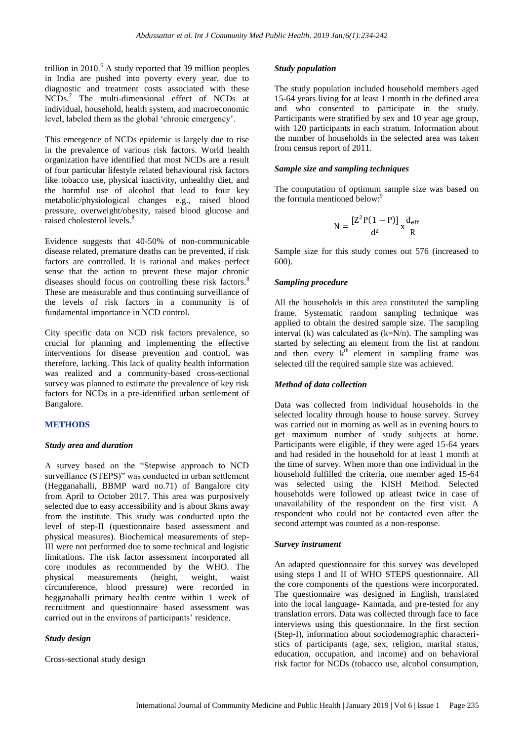trillion in 2010.[6] A study reported that 39 million peoples in India are pushed into poverty every year, due to diagnostic and treatment costs associated with these NCDs.[7] The multi-dimensional effect of NCDs at individual, household, health system, and macroeconomic level, labeled them as the global 'chronic emergency'.

This emergence of NCDs epidemic is largely due to rise in the prevalence of various risk factors. World health organization have identified that most NCDs are a result of four particular lifestyle related behavioural risk factors like tobacco use, physical inactivity, unhealthy diet, and the harmful use of alcohol that lead to four key metabolic/physiological changes e.g., raised blood pressure, overweight/obesity, raised blood glucose and raised cholesterol levels.[8]

Evidence suggests that 40-50% of non-communicable disease related, premature deaths can be prevented, if risk factors are controlled. It is rational and makes perfect sense that the action to prevent these major chronic diseases should focus on controlling these risk factors.[8] These are measurable and thus continuing surveillance of the levels of risk factors in a community is of fundamental importance in NCD control.

City specific data on NCD risk factors prevalence, so crucial for planning and implementing the effective interventions for disease prevention and control, was therefore, lacking. This lack of quality health information was realized and a community-based cross-sectional survey was planned to estimate the prevalence of key risk factors for NCDs in a pre-identified urban settlement of Bangalore.

## METHODS

### *Study area and duration*

A survey based on the "Stepwise approach to NCD surveillance (STEPS)" was conducted in urban settlement (Hegganahalli, BBMP ward no.71) of Bangalore city from April to October 2017. This area was purposively selected due to easy accessibility and is about 3kms away from the institute. This study was conducted upto the level of step-II (questionnaire based assessment and physical measures). Biochemical measurements of step-III were not performed due to some technical and logistic limitations. The risk factor assessment incorporated all core modules as recommended by the WHO. The physical measurements (height, weight, waist circumference, blood pressure) were recorded in hegganahalli primary health centre within 1 week of recruitment and questionnaire based assessment was carried out in the environs of participants' residence.

### *Study design*

Cross-sectional study design

### *Study population*

The study population included household members aged 15-64 years living for at least 1 month in the defined area and who consented to participate in the study. Participants were stratified by sex and 10 year age group, with 120 participants in each stratum. Information about the number of households in the selected area was taken from census report of 2011.

### *Sample size and sampling techniques*

The computation of optimum sample size was based on the formula mentioned below:[9]

$$N = \frac{[Z^2 P(1-P)]}{d^2} x \frac{d_{eff}}{R}$$

Sample size for this study comes out 576 (increased to 600).

### *Sampling procedure*

All the households in this area constituted the sampling frame. Systematic random sampling technique was applied to obtain the desired sample size. The sampling interval (k) was calculated as (k=N/n). The sampling was started by selecting an element from the list at random and then every $k^{th}$ element in sampling frame was selected till the required sample size was achieved.

### *Method of data collection*

Data was collected from individual households in the selected locality through house to house survey. Survey was carried out in morning as well as in evening hours to get maximum number of study subjects at home. Participants were eligible, if they were aged 15-64 years and had resided in the household for at least 1 month at the time of survey. When more than one individual in the household fulfilled the criteria, one member aged 15-64 was selected using the KISH Method. Selected households were followed up atleast twice in case of unavailability of the respondent on the first visit. A respondent who could not be contacted even after the second attempt was counted as a non-response.

### *Survey instrument*

An adapted questionnaire for this survey was developed using steps I and II of WHO STEPS questionnaire. All the core components of the questions were incorporated. The questionnaire was designed in English, translated into the local language- Kannada, and pre-tested for any translation errors. Data was collected through face to face interviews using this questionnaire. In the first section (Step-I), information about sociodemographic characteristics of participants (age, sex, religion, marital status, education, occupation, and income) and on behavioral risk factor for NCDs (tobacco use, alcohol consumption,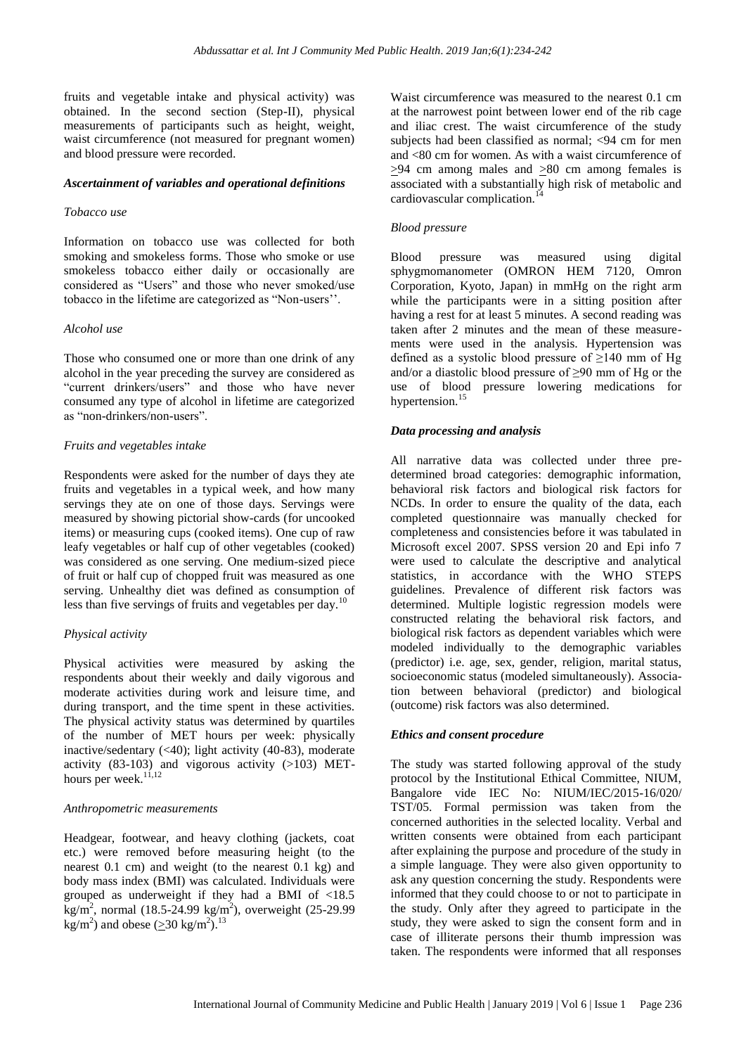fruits and vegetable intake and physical activity) was obtained. In the second section (Step-II), physical measurements of participants such as height, weight, waist circumference (not measured for pregnant women) and blood pressure were recorded.

### *Ascertainment of variables and operational definitions*

#### *Tobacco use*

Information on tobacco use was collected for both smoking and smokeless forms. Those who smoke or use smokeless tobacco either daily or occasionally are considered as "Users" and those who never smoked/use tobacco in the lifetime are categorized as "Non-users''.

#### *Alcohol use*

Those who consumed one or more than one drink of any alcohol in the year preceding the survey are considered as "current drinkers/users" and those who have never consumed any type of alcohol in lifetime are categorized as "non-drinkers/non-users".

#### *Fruits and vegetables intake*

Respondents were asked for the number of days they ate fruits and vegetables in a typical week, and how many servings they ate on one of those days. Servings were measured by showing pictorial show-cards (for uncooked items) or measuring cups (cooked items). One cup of raw leafy vegetables or half cup of other vegetables (cooked) was considered as one serving. One medium-sized piece of fruit or half cup of chopped fruit was measured as one serving. Unhealthy diet was defined as consumption of less than five servings of fruits and vegetables per day.[10]

#### *Physical activity*

Physical activities were measured by asking the respondents about their weekly and daily vigorous and moderate activities during work and leisure time, and during transport, and the time spent in these activities. The physical activity status was determined by quartiles of the number of MET hours per week: physically inactive/sedentary (<40); light activity (40-83), moderate activity (83-103) and vigorous activity (>103) MET-hours per week.[11,12]

#### *Anthropometric measurements*

Headgear, footwear, and heavy clothing (jackets, coat etc.) were removed before measuring height (to the nearest 0.1 cm) and weight (to the nearest 0.1 kg) and body mass index (BMI) was calculated. Individuals were grouped as underweight if they had a BMI of <18.5 $kg/m^2$, normal (18.5-24.99 $kg/m^2$), overweight (25-29.99 $kg/m^2$) and obese (≥30 $kg/m^2$).[13]

Waist circumference was measured to the nearest 0.1 cm at the narrowest point between lower end of the rib cage and iliac crest. The waist circumference of the study subjects had been classified as normal; <94 cm for men and <80 cm for women. As with a waist circumference of ≥94 cm among males and ≥80 cm among females is associated with a substantially high risk of metabolic and cardiovascular complication.[14]

#### *Blood pressure*

Blood pressure was measured using digital sphygmomanometer (OMRON HEM 7120, Omron Corporation, Kyoto, Japan) in mmHg on the right arm while the participants were in a sitting position after having a rest for at least 5 minutes. A second reading was taken after 2 minutes and the mean of these measurements were used in the analysis. Hypertension was defined as a systolic blood pressure of ≥140 mm of Hg and/or a diastolic blood pressure of ≥90 mm of Hg or the use of blood pressure lowering medications for hypertension.[15]

### *Data processing and analysis*

All narrative data was collected under three pre-determined broad categories: demographic information, behavioral risk factors and biological risk factors for NCDs. In order to ensure the quality of the data, each completed questionnaire was manually checked for completeness and consistencies before it was tabulated in Microsoft excel 2007. SPSS version 20 and Epi info 7 were used to calculate the descriptive and analytical statistics, in accordance with the WHO STEPS guidelines. Prevalence of different risk factors was determined. Multiple logistic regression models were constructed relating the behavioral risk factors, and biological risk factors as dependent variables which were modeled individually to the demographic variables (predictor) i.e. age, sex, gender, religion, marital status, socioeconomic status (modeled simultaneously). Association between behavioral (predictor) and biological (outcome) risk factors was also determined.

### *Ethics and consent procedure*

The study was started following approval of the study protocol by the Institutional Ethical Committee, NIUM, Bangalore vide IEC No: NIUM/IEC/2015-16/020/TST/05. Formal permission was taken from the concerned authorities in the selected locality. Verbal and written consents were obtained from each participant after explaining the purpose and procedure of the study in a simple language. They were also given opportunity to ask any question concerning the study. Respondents were informed that they could choose to or not to participate in the study. Only after they agreed to participate in the study, they were asked to sign the consent form and in case of illiterate persons their thumb impression was taken. The respondents were informed that all responses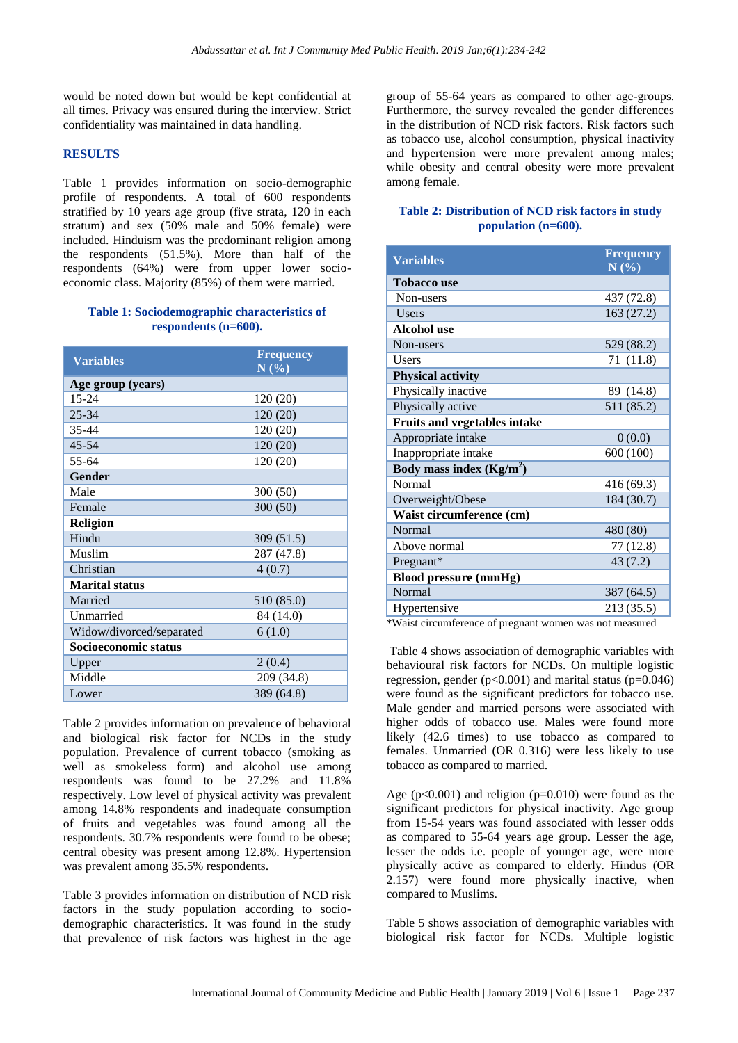would be noted down but would be kept confidential at all times. Privacy was ensured during the interview. Strict confidentiality was maintained in data handling.

## RESULTS

Table 1 provides information on socio-demographic profile of respondents. A total of 600 respondents stratified by 10 years age group (five strata, 120 in each stratum) and sex (50% male and 50% female) were included. Hinduism was the predominant religion among the respondents (51.5%). More than half of the respondents (64%) were from upper lower socio-economic class. Majority (85%) of them were married.

**Table 1: Sociodemographic characteristics of respondents (n=600).**

| Variables | Frequency N (%) |
|---|---|
| **Age group (years)** | |
| 15-24 | 120 (20) |
| 25-34 | 120 (20) |
| 35-44 | 120 (20) |
| 45-54 | 120 (20) |
| 55-64 | 120 (20) |
| **Gender** | |
| Male | 300 (50) |
| Female | 300 (50) |
| **Religion** | |
| Hindu | 309 (51.5) |
| Muslim | 287 (47.8) |
| Christian | 4 (0.7) |
| **Marital status** | |
| Married | 510 (85.0) |
| Unmarried | 84 (14.0) |
| Widow/divorced/separated | 6 (1.0) |
| **Socioeconomic status** | |
| Upper | 2 (0.4) |
| Middle | 209 (34.8) |
| Lower | 389 (64.8) |

Table 2 provides information on prevalence of behavioral and biological risk factor for NCDs in the study population. Prevalence of current tobacco (smoking as well as smokeless form) and alcohol use among respondents was found to be 27.2% and 11.8% respectively. Low level of physical activity was prevalent among 14.8% respondents and inadequate consumption of fruits and vegetables was found among all the respondents. 30.7% respondents were found to be obese; central obesity was present among 12.8%. Hypertension was prevalent among 35.5% respondents.

Table 3 provides information on distribution of NCD risk factors in the study population according to socio-demographic characteristics. It was found in the study that prevalence of risk factors was highest in the age group of 55-64 years as compared to other age-groups. Furthermore, the survey revealed the gender differences in the distribution of NCD risk factors. Risk factors such as tobacco use, alcohol consumption, physical inactivity and hypertension were more prevalent among males; while obesity and central obesity were more prevalent among female.

**Table 2: Distribution of NCD risk factors in study population (n=600).**

| Variables | Frequency N (%) |
|---|---|
| **Tobacco use** | |
| Non-users | 437 (72.8) |
| Users | 163 (27.2) |
| **Alcohol use** | |
| Non-users | 529 (88.2) |
| Users | 71 (11.8) |
| **Physical activity** | |
| Physically inactive | 89 (14.8) |
| Physically active | 511 (85.2) |
| **Fruits and vegetables intake** | |
| Appropriate intake | 0 (0.0) |
| Inappropriate intake | 600 (100) |
| **Body mass index (Kg/m$^2$)** | |
| Normal | 416 (69.3) |
| Overweight/Obese | 184 (30.7) |
| **Waist circumference (cm)** | |
| Normal | 480 (80) |
| Above normal | 77 (12.8) |
| Pregnant* | 43 (7.2) |
| **Blood pressure (mmHg)** | |
| Normal | 387 (64.5) |
| Hypertensive | 213 (35.5) |

*Waist circumference of pregnant women was not measured

Table 4 shows association of demographic variables with behavioural risk factors for NCDs. On multiple logistic regression, gender (p<0.001) and marital status (p=0.046) were found as the significant predictors for tobacco use. Male gender and married persons were associated with higher odds of tobacco use. Males were found more likely (42.6 times) to use tobacco as compared to females. Unmarried (OR 0.316) were less likely to use tobacco as compared to married.

Age (p<0.001) and religion (p=0.010) were found as the significant predictors for physical inactivity. Age group from 15-54 years was found associated with lesser odds as compared to 55-64 years age group. Lesser the age, lesser the odds i.e. people of younger age, were more physically active as compared to elderly. Hindus (OR 2.157) were found more physically inactive, when compared to Muslims.

Table 5 shows association of demographic variables with biological risk factor for NCDs. Multiple logistic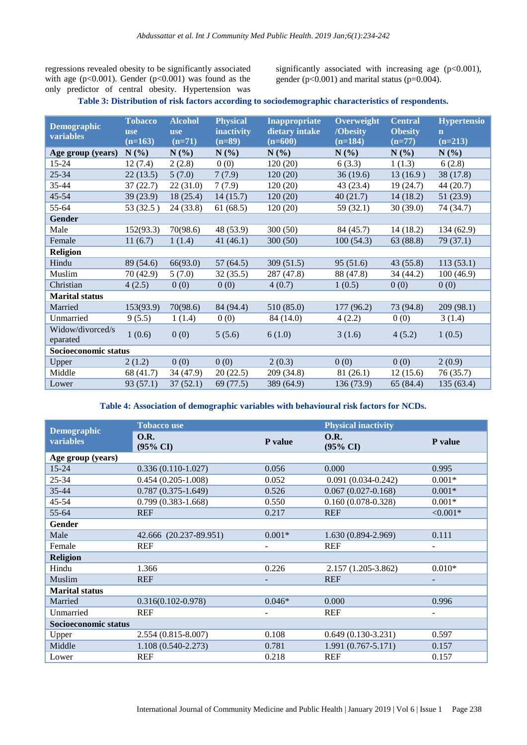regressions revealed obesity to be significantly associated with age (p<0.001). Gender (p<0.001) was found as the only predictor of central obesity. Hypertension was significantly associated with increasing age (p<0.001), gender (p<0.001) and marital status (p=0.004).

**Table 3: Distribution of risk factors according to sociodemographic characteristics of respondents.**

| Demographic variables | Tobacco use (n=163) | Alcohol use (n=71) | Physical inactivity (n=89) | Inappropriate dietary intake (n=600) | Overweight /Obesity (n=184) | Central Obesity (n=77) | Hypertension (n=213) |
|---|---|---|---|---|---|---|---|
| **Age group (years)** | **N (%)** | **N (%)** | **N (%)** | **N (%)** | **N (%)** | **N (%)** | **N (%)** |
| 15-24 | 12 (7.4) | 2 (2.8) | 0 (0) | 120 (20) | 6 (3.3) | 1 (1.3) | 6 (2.8) |
| 25-34 | 22 (13.5) | 5 (7.0) | 7 (7.9) | 120 (20) | 36 (19.6) | 13 (16.9 ) | 38 (17.8) |
| 35-44 | 37 (22.7) | 22 (31.0) | 7 (7.9) | 120 (20) | 43 (23.4) | 19 (24.7) | 44 (20.7) |
| 45-54 | 39 (23.9) | 18 (25.4) | 14 (15.7) | 120 (20) | 40 (21.7) | 14 (18.2) | 51 (23.9) |
| 55-64 | 53 (32.5 ) | 24 (33.8) | 61 (68.5) | 120 (20) | 59 (32.1) | 30 (39.0) | 74 (34.7) |
| **Gender** | | | | | | | |
| Male | 152(93.3) | 70(98.6) | 48 (53.9) | 300 (50) | 84 (45.7) | 14 (18.2) | 134 (62.9) |
| Female | 11 (6.7) | 1 (1.4) | 41 (46.1) | 300 (50) | 100 (54.3) | 63 (88.8) | 79 (37.1) |
| **Religion** | | | | | | | |
| Hindu | 89 (54.6) | 66(93.0) | 57 (64.5) | 309 (51.5) | 95 (51.6) | 43 (55.8) | 113 (53.1) |
| Muslim | 70 (42.9) | 5 (7.0) | 32 (35.5) | 287 (47.8) | 88 (47.8) | 34 (44.2) | 100 (46.9) |
| Christian | 4 (2.5) | 0 (0) | 0 (0) | 4 (0.7) | 1 (0.5) | 0 (0) | 0 (0) |
| **Marital status** | | | | | | | |
| Married | 153(93.9) | 70(98.6) | 84 (94.4) | 510 (85.0) | 177 (96.2) | 73 (94.8) | 209 (98.1) |
| Unmarried | 9 (5.5) | 1 (1.4) | 0 (0) | 84 (14.0) | 4 (2.2) | 0 (0) | 3 (1.4) |
| Widow/divorced/separated | 1 (0.6) | 0 (0) | 5 (5.6) | 6 (1.0) | 3 (1.6) | 4 (5.2) | 1 (0.5) |
| **Socioeconomic status** | | | | | | | |
| Upper | 2 (1.2) | 0 (0) | 0 (0) | 2 (0.3) | 0 (0) | 0 (0) | 2 (0.9) |
| Middle | 68 (41.7) | 34 (47.9) | 20 (22.5) | 209 (34.8) | 81 (26.1) | 12 (15.6) | 76 (35.7) |
| Lower | 93 (57.1) | 37 (52.1) | 69 (77.5) | 389 (64.9) | 136 (73.9) | 65 (84.4) | 135 (63.4) |

**Table 4: Association of demographic variables with behavioural risk factors for NCDs.**

| Demographic variables | Tobacco use | | Physical inactivity | |
|---|---|---|---|---|
| | O.R. (95% CI) | P value | O.R. (95% CI) | P value |
| **Age group (years)** | | | | |
| 15-24 | 0.336 (0.110-1.027) | 0.056 | 0.000 | 0.995 |
| 25-34 | 0.454 (0.205-1.008) | 0.052 | 0.091 (0.034-0.242) | 0.001* |
| 35-44 | 0.787 (0.375-1.649) | 0.526 | 0.067 (0.027-0.168) | 0.001* |
| 45-54 | 0.799 (0.383-1.668) | 0.550 | 0.160 (0.078-0.328) | 0.001* |
| 55-64 | REF | 0.217 | REF | <0.001* |
| **Gender** | | | | |
| Male | 42.666 (20.237-89.951) | 0.001* | 1.630 (0.894-2.969) | 0.111 |
| Female | REF | - | REF | - |
| **Religion** | | | | |
| Hindu | 1.366 | 0.226 | 2.157 (1.205-3.862) | 0.010* |
| Muslim | REF | - | REF | - |
| **Marital status** | | | | |
| Married | 0.316(0.102-0.978) | 0.046* | 0.000 | 0.996 |
| Unmarried | REF | - | REF | - |
| **Socioeconomic status** | | | | |
| Upper | 2.554 (0.815-8.007) | 0.108 | 0.649 (0.130-3.231) | 0.597 |
| Middle | 1.108 (0.540-2.273) | 0.781 | 1.991 (0.767-5.171) | 0.157 |
| Lower | REF | 0.218 | REF | 0.157 |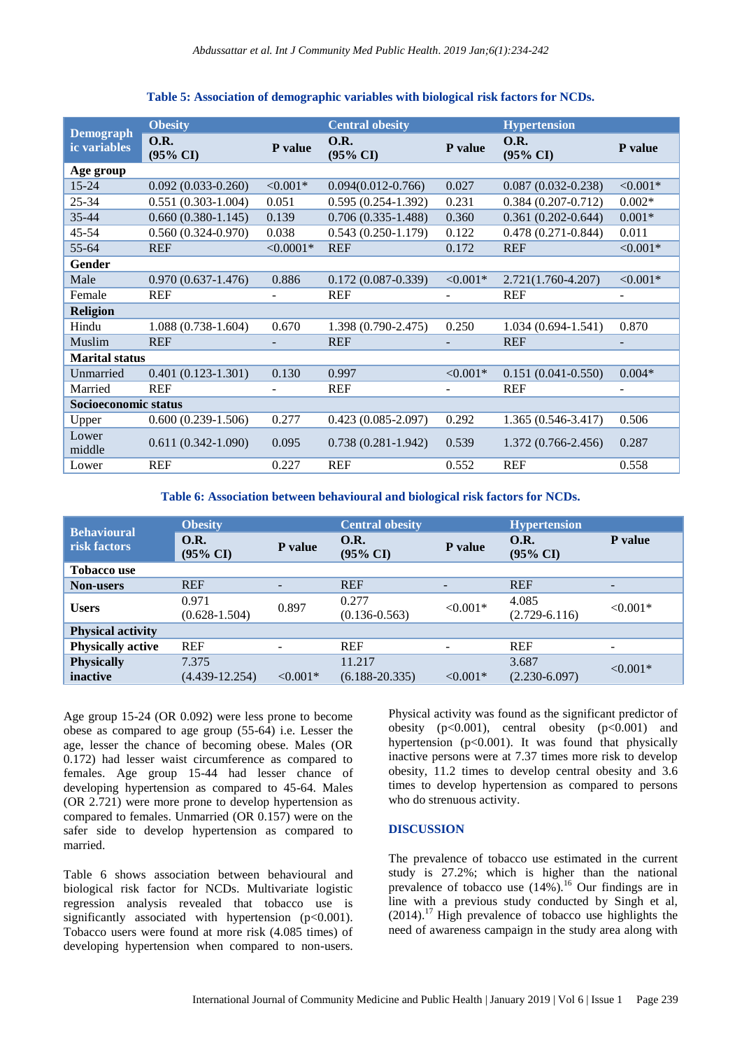**Table 5: Association of demographic variables with biological risk factors for NCDs.**

| Demographic variables | Obesity | | Central obesity | | Hypertension | |
|---|---|---|---|---|---|---|
| | O.R. (95% CI) | P value | O.R. (95% CI) | P value | O.R. (95% CI) | P value |
| **Age group** | | | | | | |
| 15-24 | 0.092 (0.033-0.260) | <0.001* | 0.094(0.012-0.766) | 0.027 | 0.087 (0.032-0.238) | <0.001* |
| 25-34 | 0.551 (0.303-1.004) | 0.051 | 0.595 (0.254-1.392) | 0.231 | 0.384 (0.207-0.712) | 0.002* |
| 35-44 | 0.660 (0.380-1.145) | 0.139 | 0.706 (0.335-1.488) | 0.360 | 0.361 (0.202-0.644) | 0.001* |
| 45-54 | 0.560 (0.324-0.970) | 0.038 | 0.543 (0.250-1.179) | 0.122 | 0.478 (0.271-0.844) | 0.011 |
| 55-64 | REF | <0.0001* | REF | 0.172 | REF | <0.001* |
| **Gender** | | | | | | |
| Male | 0.970 (0.637-1.476) | 0.886 | 0.172 (0.087-0.339) | <0.001* | 2.721(1.760-4.207) | <0.001* |
| Female | REF | - | REF | - | REF | - |
| **Religion** | | | | | | |
| Hindu | 1.088 (0.738-1.604) | 0.670 | 1.398 (0.790-2.475) | 0.250 | 1.034 (0.694-1.541) | 0.870 |
| Muslim | REF | - | REF | - | REF | - |
| **Marital status** | | | | | | |
| Unmarried | 0.401 (0.123-1.301) | 0.130 | 0.997 | <0.001* | 0.151 (0.041-0.550) | 0.004* |
| Married | REF | - | REF | - | REF | - |
| **Socioeconomic status** | | | | | | |
| Upper | 0.600 (0.239-1.506) | 0.277 | 0.423 (0.085-2.097) | 0.292 | 1.365 (0.546-3.417) | 0.506 |
| Lower middle | 0.611 (0.342-1.090) | 0.095 | 0.738 (0.281-1.942) | 0.539 | 1.372 (0.766-2.456) | 0.287 |
| Lower | REF | 0.227 | REF | 0.552 | REF | 0.558 |

**Table 6: Association between behavioural and biological risk factors for NCDs.**

| Behavioural risk factors | Obesity | | Central obesity | | Hypertension | |
|---|---|---|---|---|---|---|
| | O.R. (95% CI) | P value | O.R. (95% CI) | P value | O.R. (95% CI) | P value |
| **Tobacco use** | | | | | | |
| **Non-users** | REF | - | REF | - | REF | - |
| **Users** | 0.971 (0.628-1.504) | 0.897 | 0.277 (0.136-0.563) | <0.001* | 4.085 (2.729-6.116) | <0.001* |
| **Physical activity** | | | | | | |
| **Physically active** | REF | - | REF | - | REF | - |
| **Physically inactive** | 7.375 (4.439-12.254) | <0.001* | 11.217 (6.188-20.335) | <0.001* | 3.687 (2.230-6.097) | <0.001* |

Age group 15-24 (OR 0.092) were less prone to become obese as compared to age group (55-64) i.e. Lesser the age, lesser the chance of becoming obese. Males (OR 0.172) had lesser waist circumference as compared to females. Age group 15-44 had lesser chance of developing hypertension as compared to 45-64. Males (OR 2.721) were more prone to develop hypertension as compared to females. Unmarried (OR 0.157) were on the safer side to develop hypertension as compared to married.

Table 6 shows association between behavioural and biological risk factor for NCDs. Multivariate logistic regression analysis revealed that tobacco use is significantly associated with hypertension ($p<0.001$). Tobacco users were found at more risk (4.085 times) of developing hypertension when compared to non-users.

Physical activity was found as the significant predictor of obesity ($p<0.001$), central obesity ($p<0.001$) and hypertension ($p<0.001$). It was found that physically inactive persons were at 7.37 times more risk to develop obesity, 11.2 times to develop central obesity and 3.6 times to develop hypertension as compared to persons who do strenuous activity.

## DISCUSSION

The prevalence of tobacco use estimated in the current study is 27.2%; which is higher than the national prevalence of tobacco use (14%).[16] Our findings are in line with a previous study conducted by Singh et al, (2014).[17] High prevalence of tobacco use highlights the need of awareness campaign in the study area along with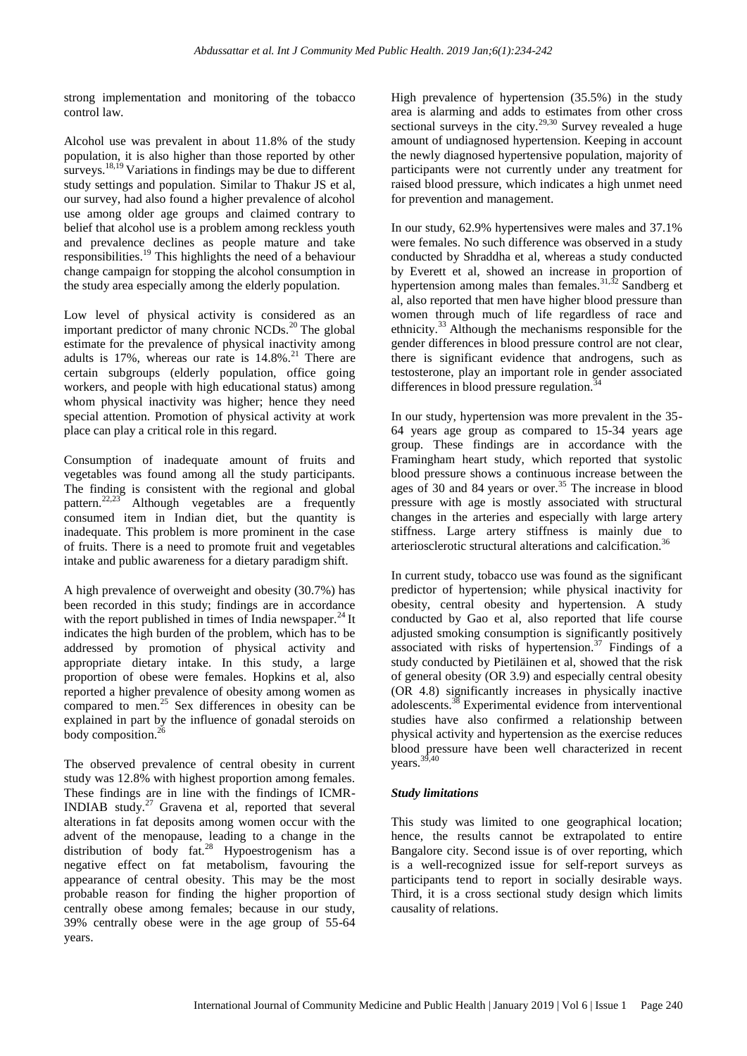strong implementation and monitoring of the tobacco control law.

Alcohol use was prevalent in about 11.8% of the study population, it is also higher than those reported by other surveys.[18,19] Variations in findings may be due to different study settings and population. Similar to Thakur JS et al, our survey, had also found a higher prevalence of alcohol use among older age groups and claimed contrary to belief that alcohol use is a problem among reckless youth and prevalence declines as people mature and take responsibilities.[19] This highlights the need of a behaviour change campaign for stopping the alcohol consumption in the study area especially among the elderly population.

Low level of physical activity is considered as an important predictor of many chronic NCDs.[20] The global estimate for the prevalence of physical inactivity among adults is 17%, whereas our rate is 14.8%.[21] There are certain subgroups (elderly population, office going workers, and people with high educational status) among whom physical inactivity was higher; hence they need special attention. Promotion of physical activity at work place can play a critical role in this regard.

Consumption of inadequate amount of fruits and vegetables was found among all the study participants. The finding is consistent with the regional and global pattern.[22,23] Although vegetables are a frequently consumed item in Indian diet, but the quantity is inadequate. This problem is more prominent in the case of fruits. There is a need to promote fruit and vegetables intake and public awareness for a dietary paradigm shift.

A high prevalence of overweight and obesity (30.7%) has been recorded in this study; findings are in accordance with the report published in times of India newspaper.[24] It indicates the high burden of the problem, which has to be addressed by promotion of physical activity and appropriate dietary intake. In this study, a large proportion of obese were females. Hopkins et al, also reported a higher prevalence of obesity among women as compared to men.[25] Sex differences in obesity can be explained in part by the influence of gonadal steroids on body composition.[26]

The observed prevalence of central obesity in current study was 12.8% with highest proportion among females. These findings are in line with the findings of ICMR-INDIAB study.[27] Gravena et al, reported that several alterations in fat deposits among women occur with the advent of the menopause, leading to a change in the distribution of body fat.[28] Hypoestrogenism has a negative effect on fat metabolism, favouring the appearance of central obesity. This may be the most probable reason for finding the higher proportion of centrally obese among females; because in our study, 39% centrally obese were in the age group of 55-64 years.

High prevalence of hypertension (35.5%) in the study area is alarming and adds to estimates from other cross sectional surveys in the city.[29,30] Survey revealed a huge amount of undiagnosed hypertension. Keeping in account the newly diagnosed hypertensive population, majority of participants were not currently under any treatment for raised blood pressure, which indicates a high unmet need for prevention and management.

In our study, 62.9% hypertensives were males and 37.1% were females. No such difference was observed in a study conducted by Shraddha et al, whereas a study conducted by Everett et al, showed an increase in proportion of hypertension among males than females.[31,32] Sandberg et al, also reported that men have higher blood pressure than women through much of life regardless of race and ethnicity.[33] Although the mechanisms responsible for the gender differences in blood pressure control are not clear, there is significant evidence that androgens, such as testosterone, play an important role in gender associated differences in blood pressure regulation.[34]

In our study, hypertension was more prevalent in the 35-64 years age group as compared to 15-34 years age group. These findings are in accordance with the Framingham heart study, which reported that systolic blood pressure shows a continuous increase between the ages of 30 and 84 years or over.[35] The increase in blood pressure with age is mostly associated with structural changes in the arteries and especially with large artery stiffness. Large artery stiffness is mainly due to arteriosclerotic structural alterations and calcification.[36]

In current study, tobacco use was found as the significant predictor of hypertension; while physical inactivity for obesity, central obesity and hypertension. A study conducted by Gao et al, also reported that life course adjusted smoking consumption is significantly positively associated with risks of hypertension.[37] Findings of a study conducted by Pietiläinen et al, showed that the risk of general obesity (OR 3.9) and especially central obesity (OR 4.8) significantly increases in physically inactive adolescents.[38] Experimental evidence from interventional studies have also confirmed a relationship between physical activity and hypertension as the exercise reduces blood pressure have been well characterized in recent years.[39,40]

### *Study limitations*

This study was limited to one geographical location; hence, the results cannot be extrapolated to entire Bangalore city. Second issue is of over reporting, which is a well-recognized issue for self-report surveys as participants tend to report in socially desirable ways. Third, it is a cross sectional study design which limits causality of relations.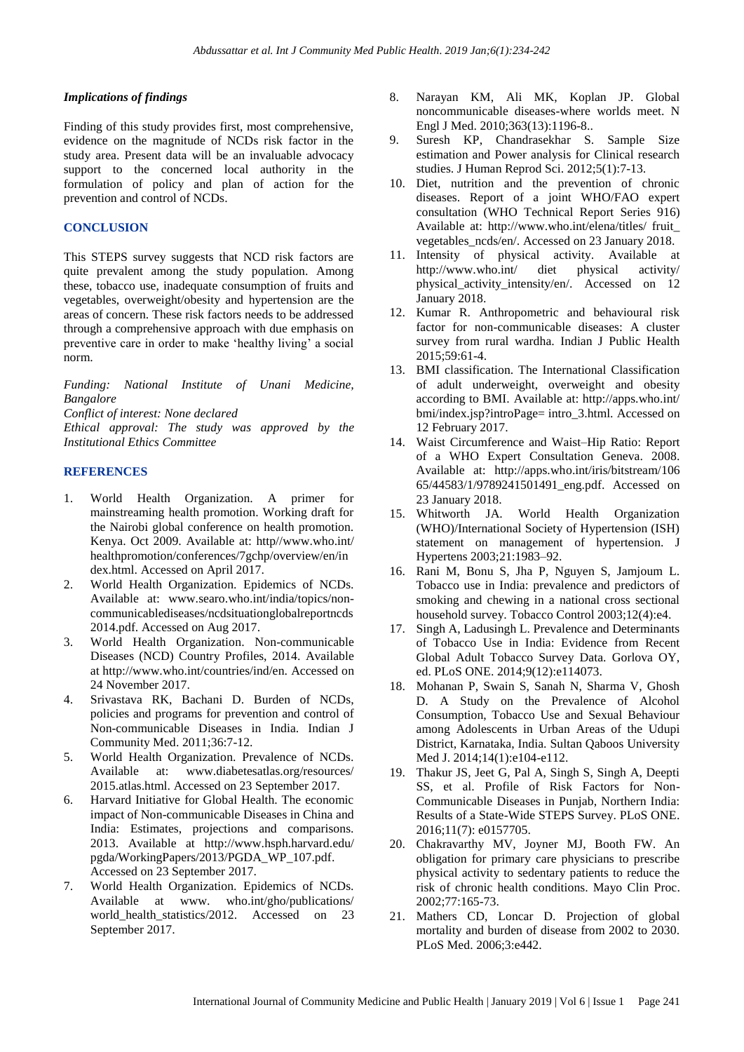### Implications of findings

Finding of this study provides first, most comprehensive, evidence on the magnitude of NCDs risk factor in the study area. Present data will be an invaluable advocacy support to the concerned local authority in the formulation of policy and plan of action for the prevention and control of NCDs.

## CONCLUSION

This STEPS survey suggests that NCD risk factors are quite prevalent among the study population. Among these, tobacco use, inadequate consumption of fruits and vegetables, overweight/obesity and hypertension are the areas of concern. These risk factors needs to be addressed through a comprehensive approach with due emphasis on preventive care in order to make 'healthy living' a social norm.

*Funding: National Institute of Unani Medicine, Bangalore*
*Conflict of interest: None declared*
*Ethical approval: The study was approved by the Institutional Ethics Committee*

## REFERENCES

1. World Health Organization. A primer for mainstreaming health promotion. Working draft for the Nairobi global conference on health promotion. Kenya. Oct 2009. Available at: http//www.who.int/ healthpromotion/conferences/7gchp/overview/en/index.html. Accessed on April 2017.
2. World Health Organization. Epidemics of NCDs. Available at: www.searo.who.int/india/topics/non-communicablediseases/ncdsituationglobalreportncds2014.pdf. Accessed on Aug 2017.
3. World Health Organization. Non-communicable Diseases (NCD) Country Profiles, 2014. Available at http://www.who.int/countries/ind/en. Accessed on 24 November 2017.
4. Srivastava RK, Bachani D. Burden of NCDs, policies and programs for prevention and control of Non-communicable Diseases in India. Indian J Community Med. 2011;36:7-12.
5. World Health Organization. Prevalence of NCDs. Available at: www.diabetesatlas.org/resources/ 2015.atlas.html. Accessed on 23 September 2017.
6. Harvard Initiative for Global Health. The economic impact of Non-communicable Diseases in China and India: Estimates, projections and comparisons. 2013. Available at http://www.hsph.harvard.edu/ pgda/WorkingPapers/2013/PGDA_WP_107.pdf. Accessed on 23 September 2017.
7. World Health Organization. Epidemics of NCDs. Available at www. who.int/gho/publications/ world_health_statistics/2012. Accessed on 23 September 2017.
8. Narayan KM, Ali MK, Koplan JP. Global noncommunicable diseases-where worlds meet. N Engl J Med. 2010;363(13):1196-8..
9. Suresh KP, Chandrasekhar S. Sample Size estimation and Power analysis for Clinical research studies. J Human Reprod Sci. 2012;5(1):7-13.
10. Diet, nutrition and the prevention of chronic diseases. Report of a joint WHO/FAO expert consultation (WHO Technical Report Series 916) Available at: http://www.who.int/elena/titles/ fruit_ vegetables_ncds/en/. Accessed on 23 January 2018.
11. Intensity of physical activity. Available at http://www.who.int/ diet physical activity/ physical_activity_intensity/en/. Accessed on 12 January 2018.
12. Kumar R. Anthropometric and behavioural risk factor for non-communicable diseases: A cluster survey from rural wardha. Indian J Public Health 2015;59:61-4.
13. BMI classification. The International Classification of adult underweight, overweight and obesity according to BMI. Available at: http://apps.who.int/ bmi/index.jsp?introPage= intro_3.html. Accessed on 12 February 2017.
14. Waist Circumference and Waist–Hip Ratio: Report of a WHO Expert Consultation Geneva. 2008. Available at: http://apps.who.int/iris/bitstream/106 65/44583/1/9789241501491_eng.pdf. Accessed on 23 January 2018.
15. Whitworth JA. World Health Organization (WHO)/International Society of Hypertension (ISH) statement on management of hypertension. J Hypertens 2003;21:1983–92.
16. Rani M, Bonu S, Jha P, Nguyen S, Jamjoum L. Tobacco use in India: prevalence and predictors of smoking and chewing in a national cross sectional household survey. Tobacco Control 2003;12(4):e4.
17. Singh A, Ladusingh L. Prevalence and Determinants of Tobacco Use in India: Evidence from Recent Global Adult Tobacco Survey Data. Gorlova OY, ed. PLoS ONE. 2014;9(12):e114073.
18. Mohanan P, Swain S, Sanah N, Sharma V, Ghosh D. A Study on the Prevalence of Alcohol Consumption, Tobacco Use and Sexual Behaviour among Adolescents in Urban Areas of the Udupi District, Karnataka, India. Sultan Qaboos University Med J. 2014;14(1):e104-e112.
19. Thakur JS, Jeet G, Pal A, Singh S, Singh A, Deepti SS, et al. Profile of Risk Factors for Non-Communicable Diseases in Punjab, Northern India: Results of a State-Wide STEPS Survey. PLoS ONE. 2016;11(7): e0157705.
20. Chakravarthy MV, Joyner MJ, Booth FW. An obligation for primary care physicians to prescribe physical activity to sedentary patients to reduce the risk of chronic health conditions. Mayo Clin Proc. 2002;77:165-73.
21. Mathers CD, Loncar D. Projection of global mortality and burden of disease from 2002 to 2030. PLoS Med. 2006;3:e442.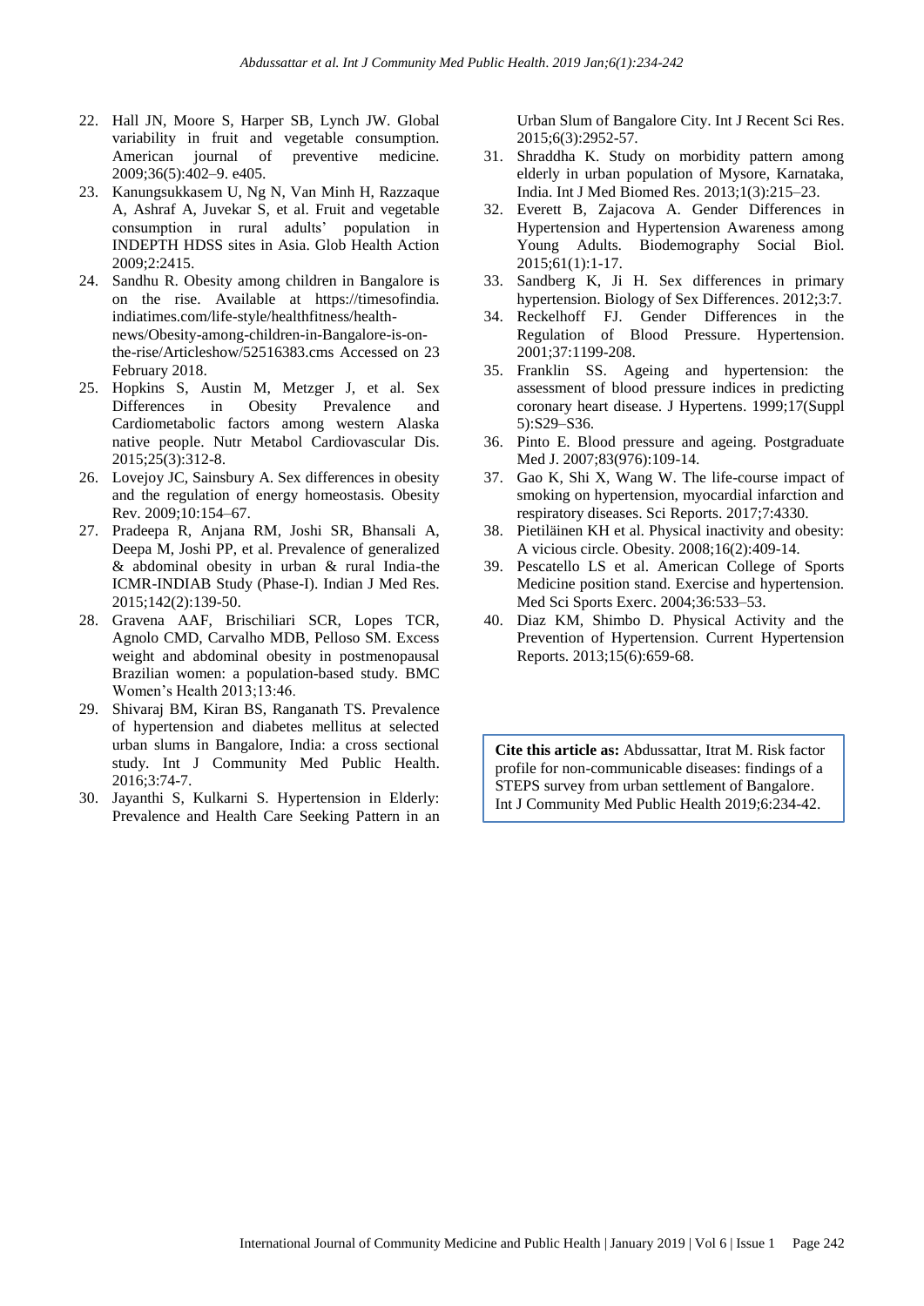22. Hall JN, Moore S, Harper SB, Lynch JW. Global variability in fruit and vegetable consumption. American journal of preventive medicine. 2009;36(5):402–9. e405.
23. Kanungsukkasem U, Ng N, Van Minh H, Razzaque A, Ashraf A, Juvekar S, et al. Fruit and vegetable consumption in rural adults' population in INDEPTH HDSS sites in Asia. Glob Health Action 2009;2:2415.
24. Sandhu R. Obesity among children in Bangalore is on the rise. Available at https://timesofindia.indiatimes.com/life-style/healthfitness/health-news/Obesity-among-children-in-Bangalore-is-on-the-rise/Articleshow/52516383.cms Accessed on 23 February 2018.
25. Hopkins S, Austin M, Metzger J, et al. Sex Differences in Obesity Prevalence and Cardiometabolic factors among western Alaska native people. Nutr Metabol Cardiovascular Dis. 2015;25(3):312-8.
26. Lovejoy JC, Sainsbury A. Sex differences in obesity and the regulation of energy homeostasis. Obesity Rev. 2009;10:154–67.
27. Pradeepa R, Anjana RM, Joshi SR, Bhansali A, Deepa M, Joshi PP, et al. Prevalence of generalized & abdominal obesity in urban & rural India-the ICMR-INDIAB Study (Phase-I). Indian J Med Res. 2015;142(2):139-50.
28. Gravena AAF, Brischiliari SCR, Lopes TCR, Agnolo CMD, Carvalho MDB, Pelloso SM. Excess weight and abdominal obesity in postmenopausal Brazilian women: a population-based study. BMC Women's Health 2013;13:46.
29. Shivaraj BM, Kiran BS, Ranganath TS. Prevalence of hypertension and diabetes mellitus at selected urban slums in Bangalore, India: a cross sectional study. Int J Community Med Public Health. 2016;3:74-7.
30. Jayanthi S, Kulkarni S. Hypertension in Elderly: Prevalence and Health Care Seeking Pattern in an Urban Slum of Bangalore City. Int J Recent Sci Res. 2015;6(3):2952-57.
31. Shraddha K. Study on morbidity pattern among elderly in urban population of Mysore, Karnataka, India. Int J Med Biomed Res. 2013;1(3):215–23.
32. Everett B, Zajacova A. Gender Differences in Hypertension and Hypertension Awareness among Young Adults. Biodemography Social Biol. 2015;61(1):1-17.
33. Sandberg K, Ji H. Sex differences in primary hypertension. Biology of Sex Differences. 2012;3:7.
34. Reckelhoff FJ. Gender Differences in the Regulation of Blood Pressure. Hypertension. 2001;37:1199-208.
35. Franklin SS. Ageing and hypertension: the assessment of blood pressure indices in predicting coronary heart disease. J Hypertens. 1999;17(Suppl 5):S29–S36.
36. Pinto E. Blood pressure and ageing. Postgraduate Med J. 2007;83(976):109-14.
37. Gao K, Shi X, Wang W. The life-course impact of smoking on hypertension, myocardial infarction and respiratory diseases. Sci Reports. 2017;7:4330.
38. Pietiläinen KH et al. Physical inactivity and obesity: A vicious circle. Obesity. 2008;16(2):409-14.
39. Pescatello LS et al. American College of Sports Medicine position stand. Exercise and hypertension. Med Sci Sports Exerc. 2004;36:533–53.
40. Diaz KM, Shimbo D. Physical Activity and the Prevention of Hypertension. Current Hypertension Reports. 2013;15(6):659-68.

**Cite this article as:** Abdussattar, Itrat M. Risk factor profile for non-communicable diseases: findings of a STEPS survey from urban settlement of Bangalore. Int J Community Med Public Health 2019;6:234-42.